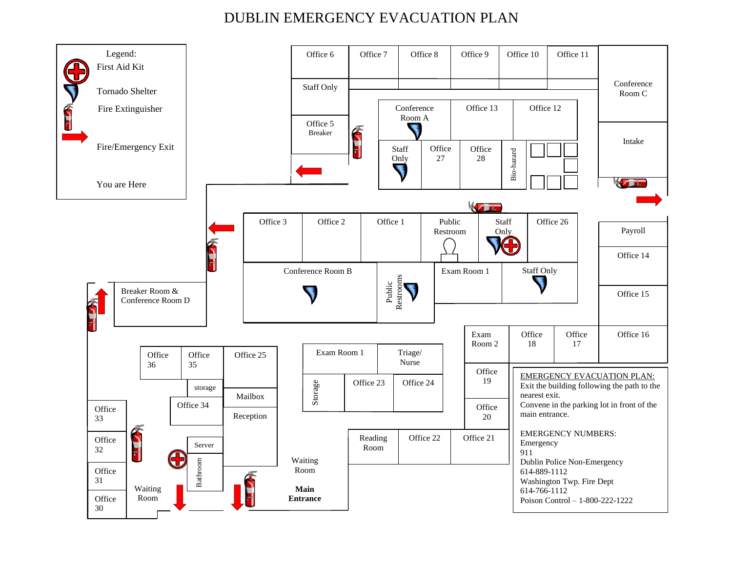# DUBLIN EMERGENCY EVACUATION PLAN

Legend:

- First Aid Kit
- Tornado Shelter
- Fire Extinguisher
- Fire/Emergency Exit
- You are Here

Office 6 | Office 7 | Office 8 | Office 9 | Office 10 | Office 11

Conference Room C

Staff Only

Office 5
Breaker

Conference Room A | Office 13 | Office 12

Staff Only | Office 27 | Office 28 | Bio-hazard

Intake

Office 3 | Office 2 | Office 1 | Public Restroom | Staff Only | Office 26

Payroll

Office 14

Office 15

Conference Room B | Public Restrooms | Exam Room 1 | Staff Only

Breaker Room & Conference Room D

Exam Room 2 | Office 18 | Office 17 | Office 16

Office 19

Office 20

Office 36 | Office 35 | Office 25

storage

Office 34

Mailbox

Reception

Exam Room 1 | Triage/ Nurse

Storage | Office 23 | Office 24

Office 33

Office 32

Office 31

Office 30

Server

Bathroom

Waiting Room

Waiting Room

**Main Entrance**

Reading Room | Office 22 | Office 21

EMERGENCY EVACUATION PLAN:
Exit the building following the path to the nearest exit.
Convene in the parking lot in front of the main entrance.

EMERGENCY NUMBERS:
Emergency
911
Dublin Police Non-Emergency
614-889-1112
Washington Twp. Fire Dept
614-766-1112
Poison Control – 1-800-222-1222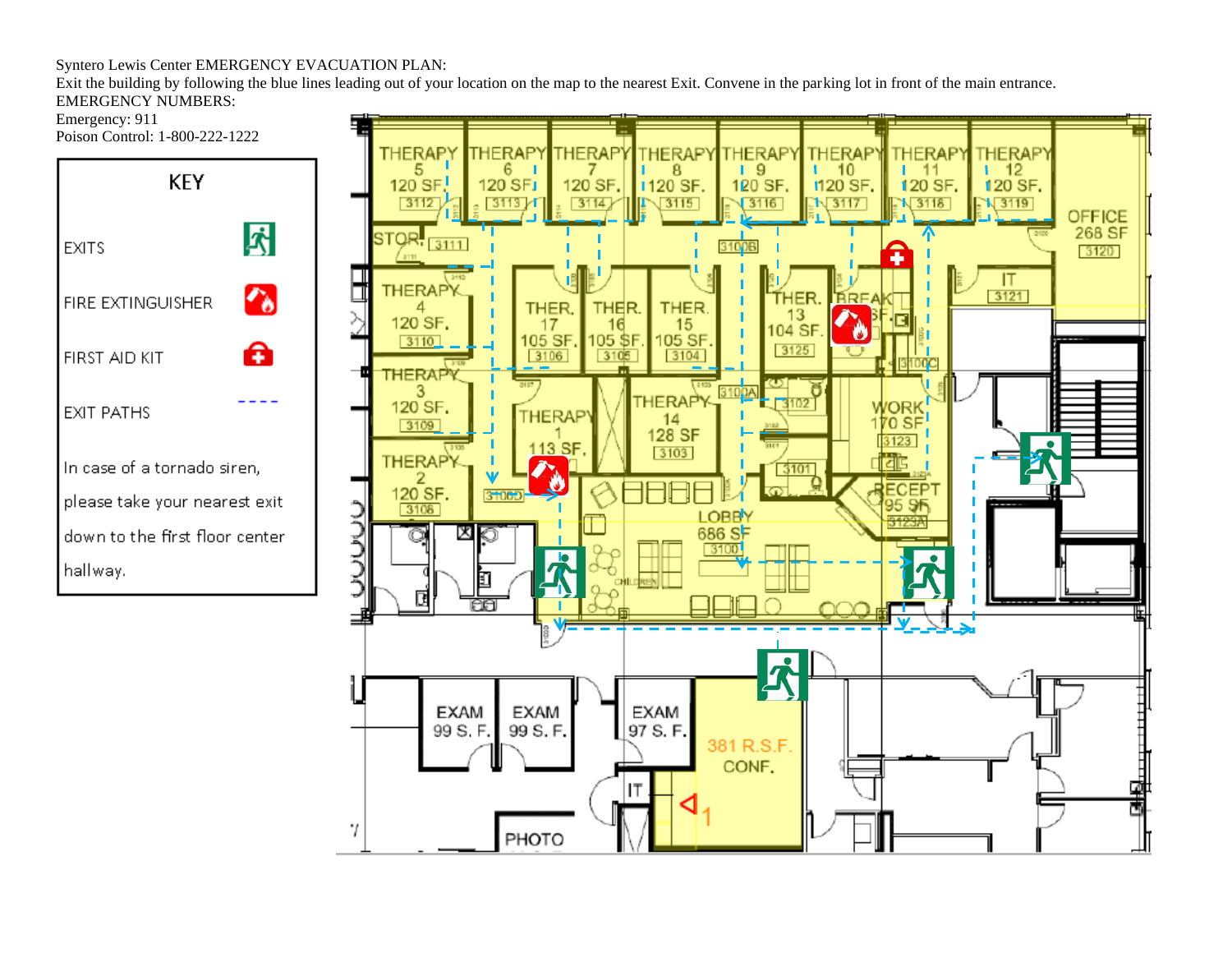Syntero Lewis Center EMERGENCY EVACUATION PLAN:

Exit the building by following the blue lines leading out of your location on the map to the nearest Exit. Convene in the parking lot in front of the main entrance.

EMERGENCY NUMBERS:

Emergency: 911

Poison Control: 1-800-222-1222

**KEY**

| | |
|---|---|
| EXITS | |
| FIRE EXTINGUISHER | |
| FIRST AID KIT | |
| EXIT PATHS | ---- |

In case of a tornado siren, please take your nearest exit down to the first floor center hallway.

THERAPY 5 120 SF. 3112
THERAPY 6 120 SF. 3113
THERAPY 7 120 SF. 3114
THERAPY 8 120 SF. 3115
THERAPY 9 120 SF. 3116
THERAPY 10 120 SF. 3117
THERAPY 11 120 SF. 3118
THERAPY 12 120 SF. 3119
OFFICE 268 SF 3120
STOR. 3111
3100B
IT 3121
THERAPY 4 120 SF. 3110
THER. 17 105 SF. 3106
THER. 16 105 SF. 3105
THER. 15 105 SF. 3104
THER. 13 104 SF. 3125
BREAK SF.
3100C
THERAPY 3 120 SF. 3109
THERAPY 1 113 SF.
THERAPY 14 128 SF 3103
3100A
3102
WORK 170 SF 3123
3101
THERAPY 2 120 SF. 3108
3100D
RECEPT 95 SF 3123A
LOBBY 686 SF 3100
CHILDREN
EXAM 99 S. F.
EXAM 99 S. F.
EXAM 97 S. F.
381 R.S.F. CONF.
IT
PHOTO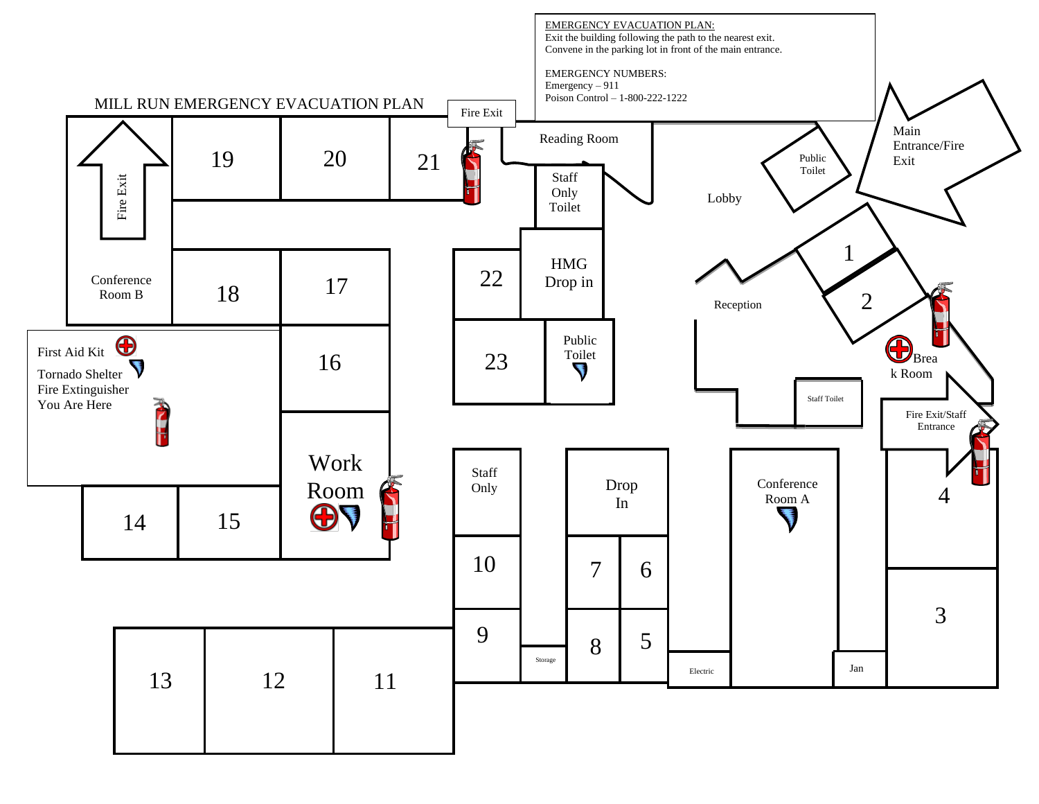# MILL RUN EMERGENCY EVACUATION PLAN

EMERGENCY EVACUATION PLAN:
Exit the building following the path to the nearest exit.
Convene in the parking lot in front of the main entrance.

EMERGENCY NUMBERS:
Emergency – 911
Poison Control – 1-800-222-1222

First Aid Kit
Tornado Shelter
Fire Extinguisher
You Are Here

Fire Exit

Main Entrance/Fire Exit

Fire Exit/Staff Entrance

Conference Room B

Conference Room A

Reading Room

Staff Only Toilet

HMG Drop in

Public Toilet

Lobby

Reception

Break Room

Staff Toilet

Work Room

Staff Only

Drop In

Storage

Electric

Jan

1, 2, 3, 4, 5, 6, 7, 8, 9, 10, 11, 12, 13, 14, 15, 16, 17, 18, 19, 20, 21, 22, 23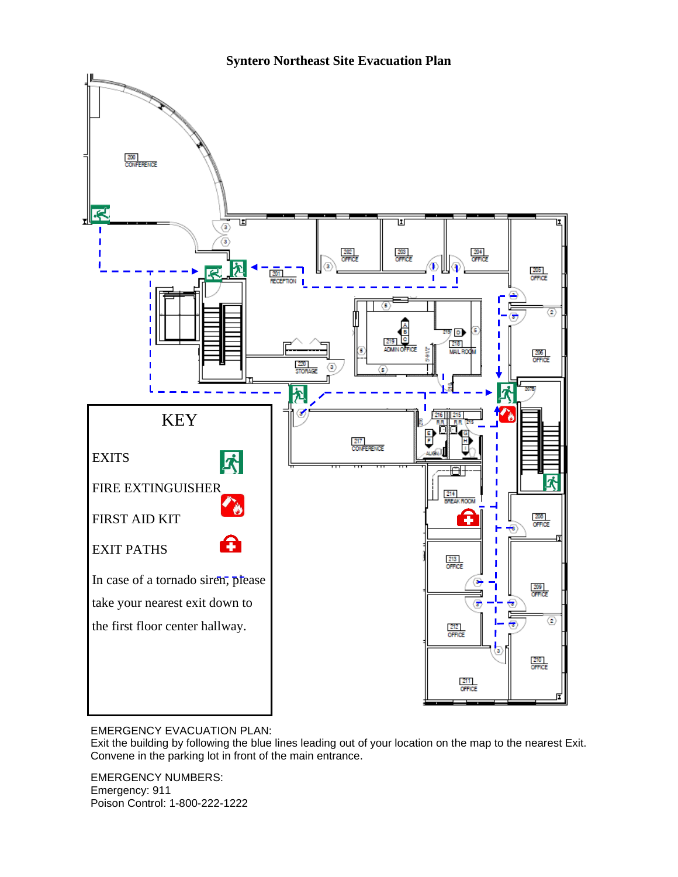# Syntero Northeast Site Evacuation Plan

200 CONFERENCE

201 RECEPTION

202 OFFICE

203 OFFICE

204 OFFICE

205 OFFICE

206 OFFICE

208 OFFICE

209 OFFICE

210 OFFICE

211 OFFICE

212 OFFICE

213 OFFICE

214 BREAK ROOM

215 R.R.

216 R.R.

217 CONFERENCE

218 MAIL ROOM

219 ADMIN OFFICE

220 STORAGE

## KEY

EXITS

FIRE EXTINGUISHER

FIRST AID KIT

EXIT PATHS

In case of a tornado siren, please take your nearest exit down to the first floor center hallway.

EMERGENCY EVACUATION PLAN:
Exit the building by following the blue lines leading out of your location on the map to the nearest Exit.
Convene in the parking lot in front of the main entrance.

EMERGENCY NUMBERS:
Emergency: 911
Poison Control: 1-800-222-1222